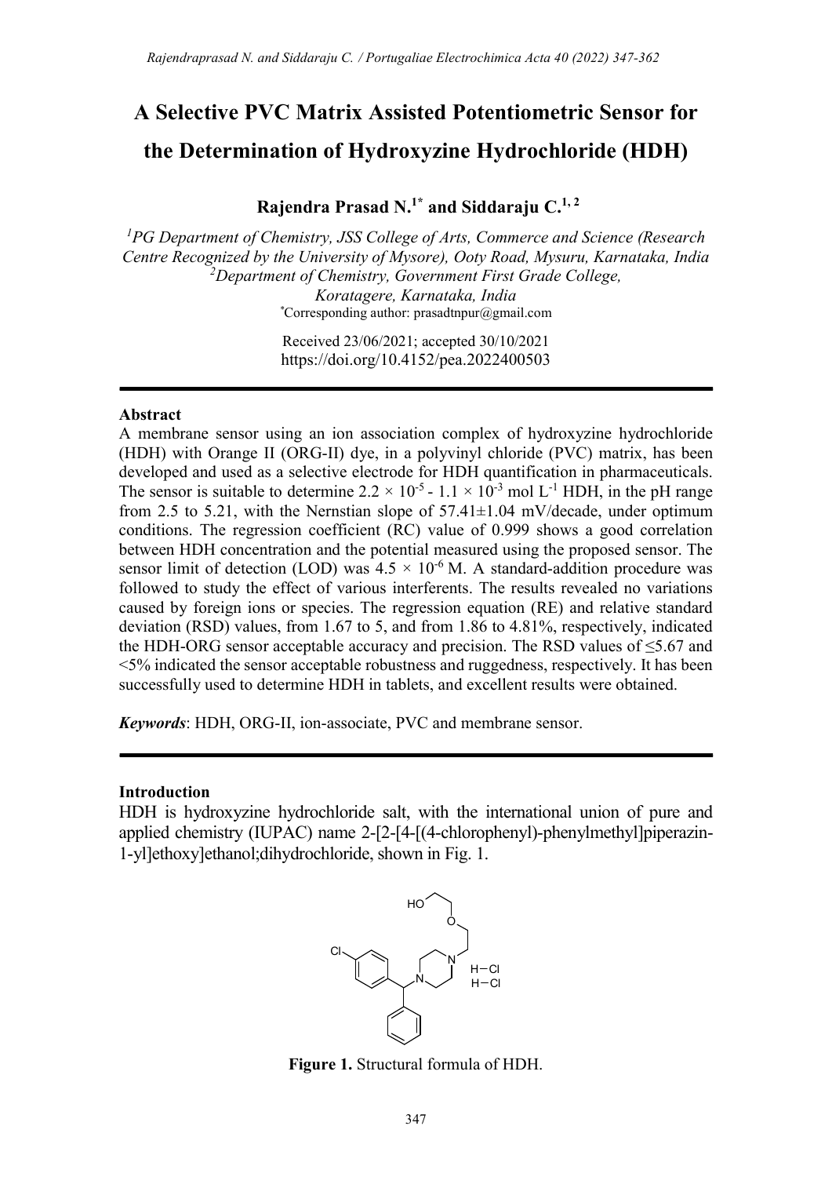# A Selective PVC Matrix Assisted Potentiometric Sensor for the Determination of Hydroxyzine Hydrochloride (HDH)

**Rajendra Prasad N.[1*] and Siddaraju C.[1, 2]**

*[1]PG Department of Chemistry, JSS College of Arts, Commerce and Science (Research Centre Recognized by the University of Mysore), Ooty Road, Mysuru, Karnataka, India*
*[2]Department of Chemistry, Government First Grade College, Koratagere, Karnataka, India*
[*]Corresponding author: prasadtnpur@gmail.com

Received 23/06/2021; accepted 30/10/2021
https://doi.org/10.4152/pea.2022400503

---

**Abstract**

A membrane sensor using an ion association complex of hydroxyzine hydrochloride (HDH) with Orange II (ORG-II) dye, in a polyvinyl chloride (PVC) matrix, has been developed and used as a selective electrode for HDH quantification in pharmaceuticals. The sensor is suitable to determine $2.2 \times 10^{-5}$ - $1.1 \times 10^{-3}$ mol $L^{-1}$ HDH, in the pH range from 2.5 to 5.21, with the Nernstian slope of 57.41±1.04 mV/decade, under optimum conditions. The regression coefficient (RC) value of 0.999 shows a good correlation between HDH concentration and the potential measured using the proposed sensor. The sensor limit of detection (LOD) was $4.5 \times 10^{-6}$ M. A standard-addition procedure was followed to study the effect of various interferents. The results revealed no variations caused by foreign ions or species. The regression equation (RE) and relative standard deviation (RSD) values, from 1.67 to 5, and from 1.86 to 4.81%, respectively, indicated the HDH-ORG sensor acceptable accuracy and precision. The RSD values of ≤5.67 and <5% indicated the sensor acceptable robustness and ruggedness, respectively. It has been successfully used to determine HDH in tablets, and excellent results were obtained.

***Keywords***: HDH, ORG-II, ion-associate, PVC and membrane sensor.

---

**Introduction**

HDH is hydroxyzine hydrochloride salt, with the international union of pure and applied chemistry (IUPAC) name 2-[2-[4-[(4-chlorophenyl)-phenylmethyl]piperazin-1-yl]ethoxy]ethanol;dihydrochloride, shown in Fig. 1.

**Figure 1.** Structural formula of HDH.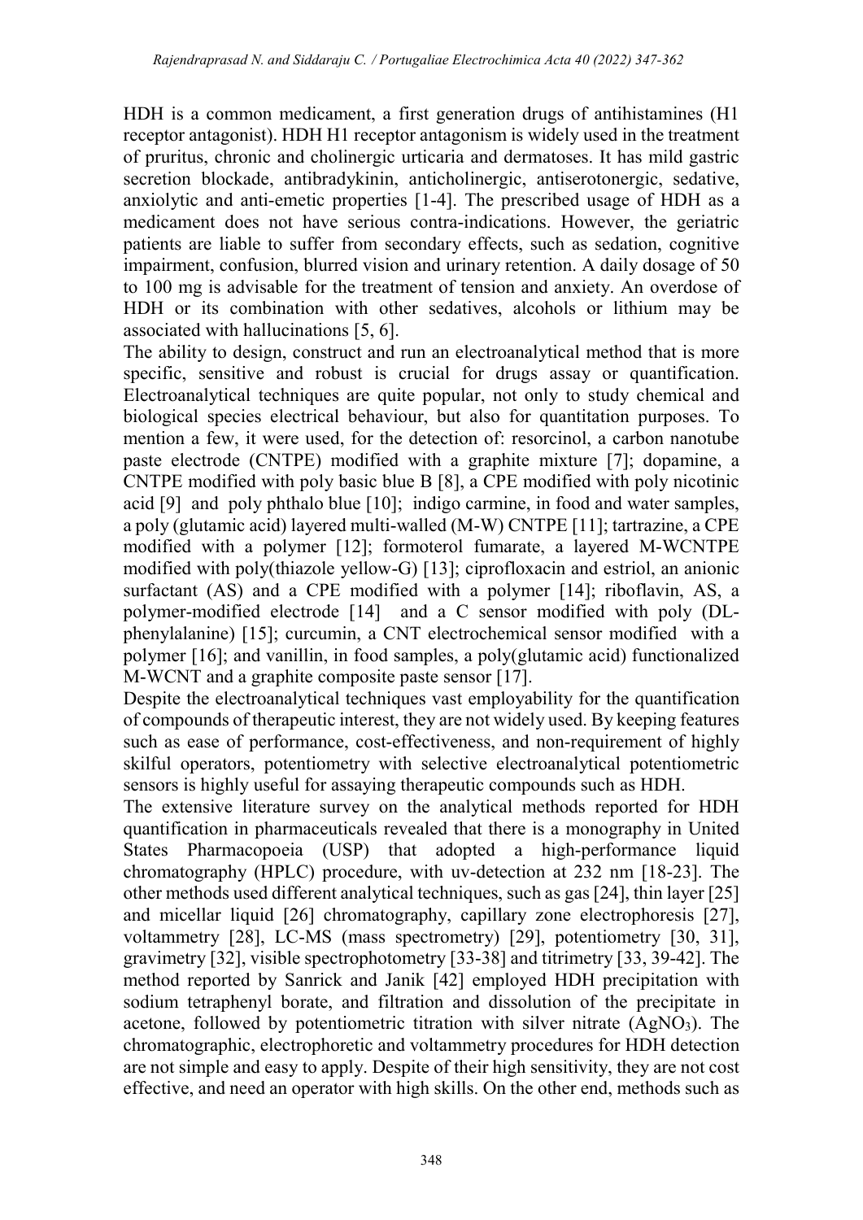HDH is a common medicament, a first generation drugs of antihistamines (H1 receptor antagonist). HDH H1 receptor antagonism is widely used in the treatment of pruritus, chronic and cholinergic urticaria and dermatoses. It has mild gastric secretion blockade, antibradykinin, anticholinergic, antiserotonergic, sedative, anxiolytic and anti-emetic properties [1-4]. The prescribed usage of HDH as a medicament does not have serious contra-indications. However, the geriatric patients are liable to suffer from secondary effects, such as sedation, cognitive impairment, confusion, blurred vision and urinary retention. A daily dosage of 50 to 100 mg is advisable for the treatment of tension and anxiety. An overdose of HDH or its combination with other sedatives, alcohols or lithium may be associated with hallucinations [5, 6].

The ability to design, construct and run an electroanalytical method that is more specific, sensitive and robust is crucial for drugs assay or quantification. Electroanalytical techniques are quite popular, not only to study chemical and biological species electrical behaviour, but also for quantitation purposes. To mention a few, it were used, for the detection of: resorcinol, a carbon nanotube paste electrode (CNTPE) modified with a graphite mixture [7]; dopamine, a CNTPE modified with poly basic blue B [8], a CPE modified with poly nicotinic acid [9] and poly phthalo blue [10]; indigo carmine, in food and water samples, a poly (glutamic acid) layered multi-walled (M-W) CNTPE [11]; tartrazine, a CPE modified with a polymer [12]; formoterol fumarate, a layered M-WCNTPE modified with poly(thiazole yellow-G) [13]; ciprofloxacin and estriol, an anionic surfactant (AS) and a CPE modified with a polymer [14]; riboflavin, AS, a polymer-modified electrode [14] and a C sensor modified with poly (DL-phenylalanine) [15]; curcumin, a CNT electrochemical sensor modified with a polymer [16]; and vanillin, in food samples, a poly(glutamic acid) functionalized M-WCNT and a graphite composite paste sensor [17].

Despite the electroanalytical techniques vast employability for the quantification of compounds of therapeutic interest, they are not widely used. By keeping features such as ease of performance, cost-effectiveness, and non-requirement of highly skilful operators, potentiometry with selective electroanalytical potentiometric sensors is highly useful for assaying therapeutic compounds such as HDH.

The extensive literature survey on the analytical methods reported for HDH quantification in pharmaceuticals revealed that there is a monography in United States Pharmacopoeia (USP) that adopted a high-performance liquid chromatography (HPLC) procedure, with uv-detection at 232 nm [18-23]. The other methods used different analytical techniques, such as gas [24], thin layer [25] and micellar liquid [26] chromatography, capillary zone electrophoresis [27], voltammetry [28], LC-MS (mass spectrometry) [29], potentiometry [30, 31], gravimetry [32], visible spectrophotometry [33-38] and titrimetry [33, 39-42]. The method reported by Sanrick and Janik [42] employed HDH precipitation with sodium tetraphenyl borate, and filtration and dissolution of the precipitate in acetone, followed by potentiometric titration with silver nitrate ($AgNO_3$). The chromatographic, electrophoretic and voltammetry procedures for HDH detection are not simple and easy to apply. Despite of their high sensitivity, they are not cost effective, and need an operator with high skills. On the other end, methods such as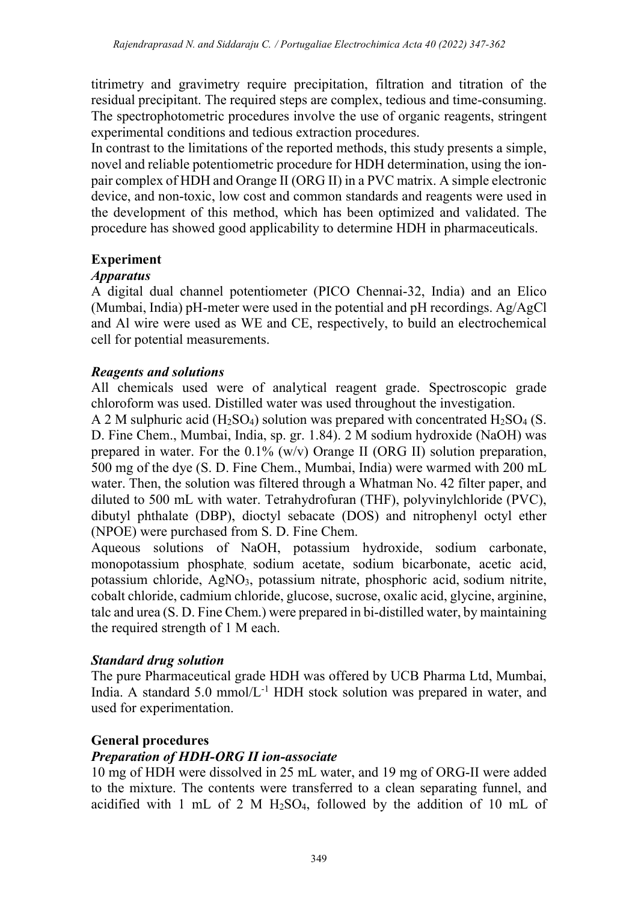titrimetry and gravimetry require precipitation, filtration and titration of the residual precipitant. The required steps are complex, tedious and time-consuming. The spectrophotometric procedures involve the use of organic reagents, stringent experimental conditions and tedious extraction procedures.

In contrast to the limitations of the reported methods, this study presents a simple, novel and reliable potentiometric procedure for HDH determination, using the ion-pair complex of HDH and Orange II (ORG II) in a PVC matrix. A simple electronic device, and non-toxic, low cost and common standards and reagents were used in the development of this method, which has been optimized and validated. The procedure has showed good applicability to determine HDH in pharmaceuticals.

## Experiment

### *Apparatus*

A digital dual channel potentiometer (PICO Chennai-32, India) and an Elico (Mumbai, India) pH-meter were used in the potential and pH recordings. Ag/AgCl and Al wire were used as WE and CE, respectively, to build an electrochemical cell for potential measurements.

### *Reagents and solutions*

All chemicals used were of analytical reagent grade. Spectroscopic grade chloroform was used. Distilled water was used throughout the investigation.

A 2 M sulphuric acid ($H_2SO_4$) solution was prepared with concentrated $H_2SO_4$ (S. D. Fine Chem., Mumbai, India, sp. gr. 1.84). 2 M sodium hydroxide (NaOH) was prepared in water. For the 0.1% (w/v) Orange II (ORG II) solution preparation, 500 mg of the dye (S. D. Fine Chem., Mumbai, India) were warmed with 200 mL water. Then, the solution was filtered through a Whatman No. 42 filter paper, and diluted to 500 mL with water. Tetrahydrofuran (THF), polyvinylchloride (PVC), dibutyl phthalate (DBP), dioctyl sebacate (DOS) and nitrophenyl octyl ether (NPOE) were purchased from S. D. Fine Chem.

Aqueous solutions of NaOH, potassium hydroxide, sodium carbonate, monopotassium phosphate, sodium acetate, sodium bicarbonate, acetic acid, potassium chloride, $AgNO_3$, potassium nitrate, phosphoric acid, sodium nitrite, cobalt chloride, cadmium chloride, glucose, sucrose, oxalic acid, glycine, arginine, talc and urea (S. D. Fine Chem.) were prepared in bi-distilled water, by maintaining the required strength of 1 M each.

### *Standard drug solution*

The pure Pharmaceutical grade HDH was offered by UCB Pharma Ltd, Mumbai, India. A standard 5.0 mmol/$L^{-1}$ HDH stock solution was prepared in water, and used for experimentation.

## General procedures

### *Preparation of HDH-ORG II ion-associate*

10 mg of HDH were dissolved in 25 mL water, and 19 mg of ORG-II were added to the mixture. The contents were transferred to a clean separating funnel, and acidified with 1 mL of 2 M $H_2SO_4$, followed by the addition of 10 mL of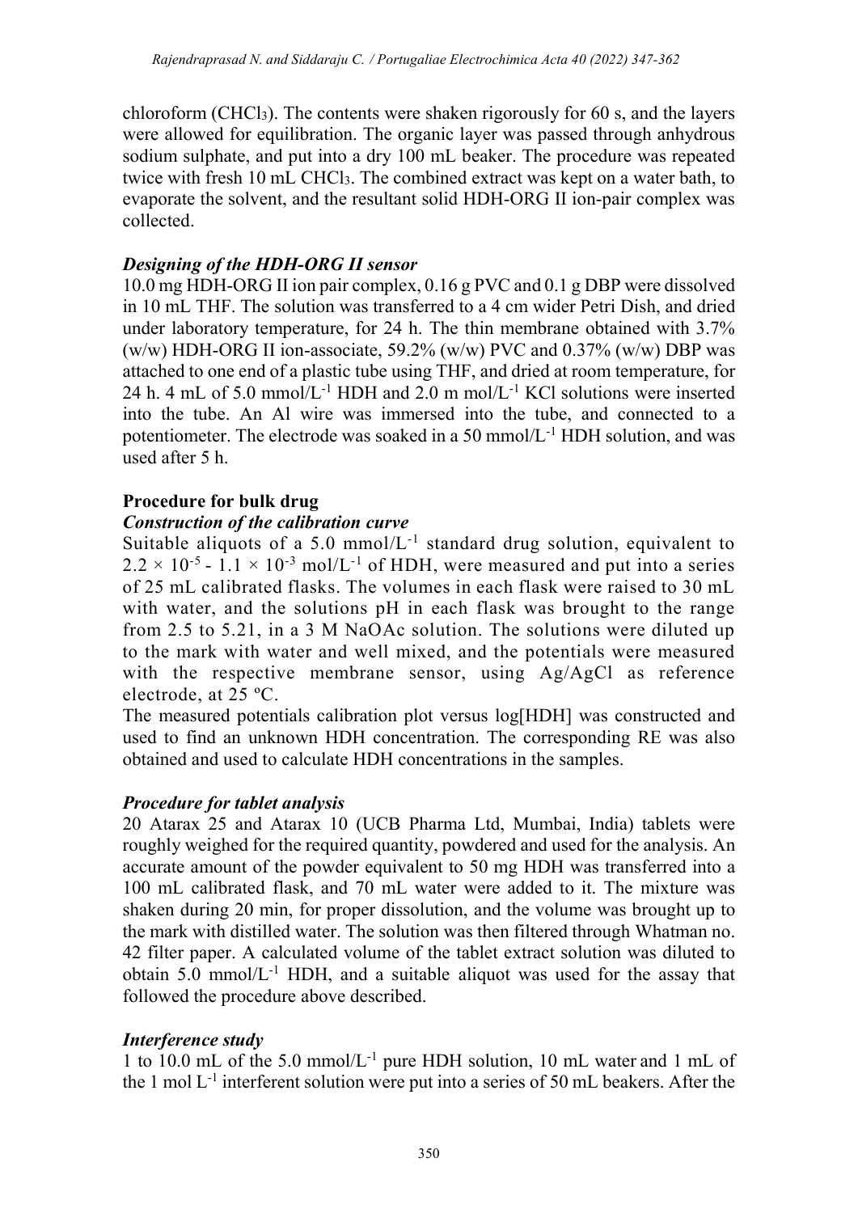chloroform ($CHCl_3$). The contents were shaken rigorously for 60 s, and the layers were allowed for equilibration. The organic layer was passed through anhydrous sodium sulphate, and put into a dry 100 mL beaker. The procedure was repeated twice with fresh 10 mL $CHCl_3$. The combined extract was kept on a water bath, to evaporate the solvent, and the resultant solid HDH-ORG II ion-pair complex was collected.

### *Designing of the HDH-ORG II sensor*

10.0 mg HDH-ORG II ion pair complex, 0.16 g PVC and 0.1 g DBP were dissolved in 10 mL THF. The solution was transferred to a 4 cm wider Petri Dish, and dried under laboratory temperature, for 24 h. The thin membrane obtained with 3.7% (w/w) HDH-ORG II ion-associate, 59.2% (w/w) PVC and 0.37% (w/w) DBP was attached to one end of a plastic tube using THF, and dried at room temperature, for 24 h. 4 mL of 5.0 mmol/$L^{-1}$ HDH and 2.0 m mol/$L^{-1}$ KCl solutions were inserted into the tube. An Al wire was immersed into the tube, and connected to a potentiometer. The electrode was soaked in a 50 mmol/$L^{-1}$ HDH solution, and was used after 5 h.

## **Procedure for bulk drug**

### *Construction of the calibration curve*

Suitable aliquots of a 5.0 mmol/$L^{-1}$ standard drug solution, equivalent to $2.2 \times 10^{-5}$ - $1.1 \times 10^{-3}$ mol/$L^{-1}$ of HDH, were measured and put into a series of 25 mL calibrated flasks. The volumes in each flask were raised to 30 mL with water, and the solutions pH in each flask was brought to the range from 2.5 to 5.21, in a 3 M NaOAc solution. The solutions were diluted up to the mark with water and well mixed, and the potentials were measured with the respective membrane sensor, using Ag/AgCl as reference electrode, at 25 ºC.

The measured potentials calibration plot versus log[HDH] was constructed and used to find an unknown HDH concentration. The corresponding RE was also obtained and used to calculate HDH concentrations in the samples.

### *Procedure for tablet analysis*

20 Atarax 25 and Atarax 10 (UCB Pharma Ltd, Mumbai, India) tablets were roughly weighed for the required quantity, powdered and used for the analysis. An accurate amount of the powder equivalent to 50 mg HDH was transferred into a 100 mL calibrated flask, and 70 mL water were added to it. The mixture was shaken during 20 min, for proper dissolution, and the volume was brought up to the mark with distilled water. The solution was then filtered through Whatman no. 42 filter paper. A calculated volume of the tablet extract solution was diluted to obtain 5.0 mmol/$L^{-1}$ HDH, and a suitable aliquot was used for the assay that followed the procedure above described.

### *Interference study*

1 to 10.0 mL of the 5.0 mmol/$L^{-1}$ pure HDH solution, 10 mL water and 1 mL of the 1 mol $L^{-1}$ interferent solution were put into a series of 50 mL beakers. After the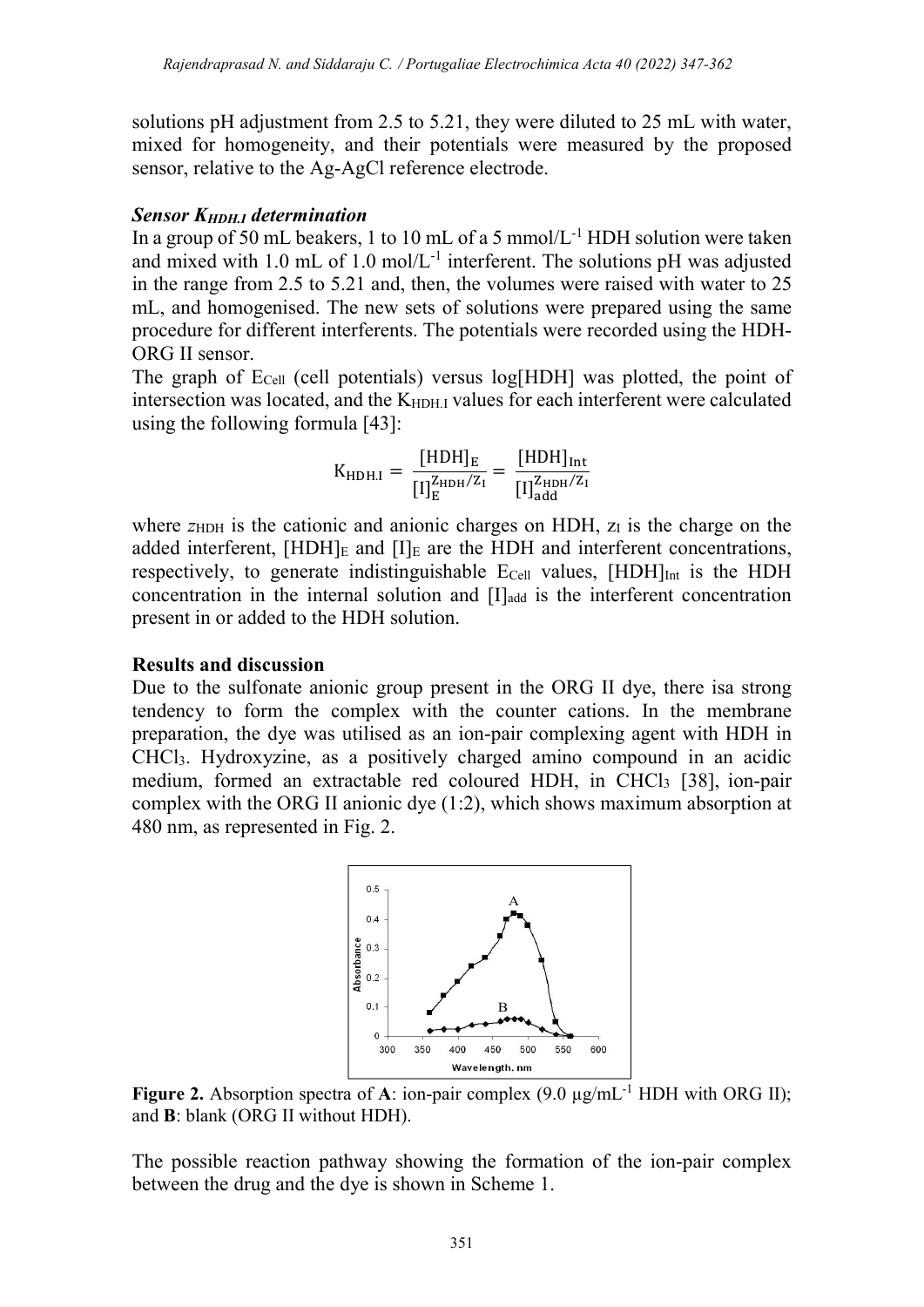solutions pH adjustment from 2.5 to 5.21, they were diluted to 25 mL with water, mixed for homogeneity, and their potentials were measured by the proposed sensor, relative to the Ag-AgCl reference electrode.

### *Sensor $K_{HDH.I}$ determination*

In a group of 50 mL beakers, 1 to 10 mL of a 5 mmol/L$^{-1}$ HDH solution were taken and mixed with 1.0 mL of 1.0 mol/L$^{-1}$ interferent. The solutions pH was adjusted in the range from 2.5 to 5.21 and, then, the volumes were raised with water to 25 mL, and homogenised. The new sets of solutions were prepared using the same procedure for different interferents. The potentials were recorded using the HDH-ORG II sensor.

The graph of $E_{Cell}$ (cell potentials) versus log[HDH] was plotted, the point of intersection was located, and the $K_{HDH.I}$ values for each interferent were calculated using the following formula [43]:

$$K_{HDH.I} = \frac{[HDH]_E}{[I]_E^{Z_{HDH}/Z_I}} = \frac{[HDH]_{Int}}{[I]_{add}^{Z_{HDH}/Z_I}}$$

where $z_{HDH}$ is the cationic and anionic charges on HDH, $z_I$ is the charge on the added interferent, $[HDH]_E$ and $[I]_E$ are the HDH and interferent concentrations, respectively, to generate indistinguishable $E_{Cell}$ values, $[HDH]_{Int}$ is the HDH concentration in the internal solution and $[I]_{add}$ is the interferent concentration present in or added to the HDH solution.

## Results and discussion

Due to the sulfonate anionic group present in the ORG II dye, there isa strong tendency to form the complex with the counter cations. In the membrane preparation, the dye was utilised as an ion-pair complexing agent with HDH in $CHCl_3$. Hydroxyzine, as a positively charged amino compound in an acidic medium, formed an extractable red coloured HDH, in $CHCl_3$ [38], ion-pair complex with the ORG II anionic dye (1:2), which shows maximum absorption at 480 nm, as represented in Fig. 2.

**Figure 2.** Absorption spectra of **A**: ion-pair complex (9.0 µg/mL$^{-1}$ HDH with ORG II); and **B**: blank (ORG II without HDH).

The possible reaction pathway showing the formation of the ion-pair complex between the drug and the dye is shown in Scheme 1.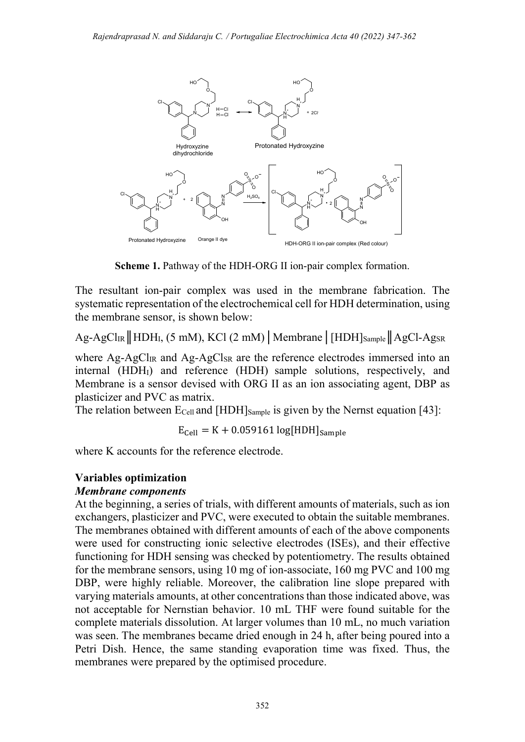**Scheme 1.** Pathway of the HDH-ORG II ion-pair complex formation.

The resultant ion-pair complex was used in the membrane fabrication. The systematic representation of the electrochemical cell for HDH determination, using the membrane sensor, is shown below:

$Ag\text{-}AgCl_{IR}$ ‖ $HDH_I$, (5 mM), KCl (2 mM) | Membrane | $[HDH]_{Sample}$ ‖ $AgCl\text{-}Ag_{SR}$

where $Ag\text{-}AgCl_{IR}$ and $Ag\text{-}AgCl_{SR}$ are the reference electrodes immersed into an internal ($HDH_I$) and reference (HDH) sample solutions, respectively, and Membrane is a sensor devised with ORG II as an ion associating agent, DBP as plasticizer and PVC as matrix.

The relation between $E_{Cell}$ and $[HDH]_{Sample}$ is given by the Nernst equation [43]:

$$E_{Cell} = K + 0.059161 \log[HDH]_{Sample}$$

where K accounts for the reference electrode.

## Variables optimization

### *Membrane components*

At the beginning, a series of trials, with different amounts of materials, such as ion exchangers, plasticizer and PVC, were executed to obtain the suitable membranes. The membranes obtained with different amounts of each of the above components were used for constructing ionic selective electrodes (ISEs), and their effective functioning for HDH sensing was checked by potentiometry. The results obtained for the membrane sensors, using 10 mg of ion-associate, 160 mg PVC and 100 mg DBP, were highly reliable. Moreover, the calibration line slope prepared with varying materials amounts, at other concentrations than those indicated above, was not acceptable for Nernstian behavior. 10 mL THF were found suitable for the complete materials dissolution. At larger volumes than 10 mL, no much variation was seen. The membranes became dried enough in 24 h, after being poured into a Petri Dish. Hence, the same standing evaporation time was fixed. Thus, the membranes were prepared by the optimised procedure.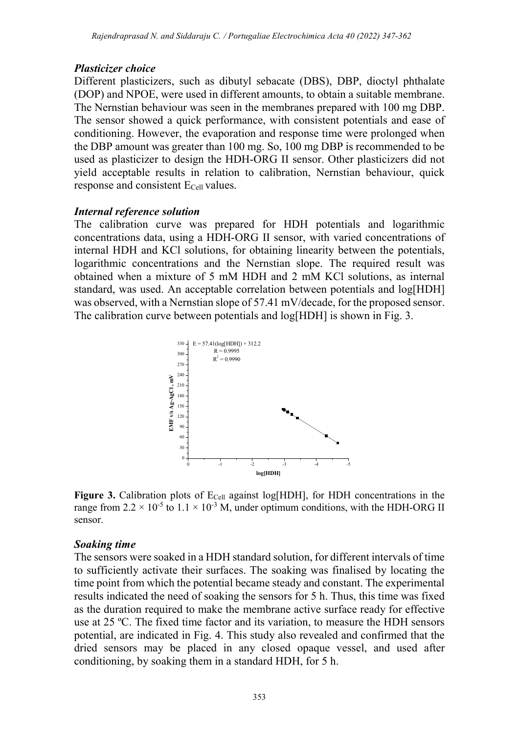### *Plasticizer choice*

Different plasticizers, such as dibutyl sebacate (DBS), DBP, dioctyl phthalate (DOP) and NPOE, were used in different amounts, to obtain a suitable membrane. The Nernstian behaviour was seen in the membranes prepared with 100 mg DBP. The sensor showed a quick performance, with consistent potentials and ease of conditioning. However, the evaporation and response time were prolonged when the DBP amount was greater than 100 mg. So, 100 mg DBP is recommended to be used as plasticizer to design the HDH-ORG II sensor. Other plasticizers did not yield acceptable results in relation to calibration, Nernstian behaviour, quick response and consistent $E_{Cell}$ values.

### *Internal reference solution*

The calibration curve was prepared for HDH potentials and logarithmic concentrations data, using a HDH-ORG II sensor, with varied concentrations of internal HDH and KCl solutions, for obtaining linearity between the potentials, logarithmic concentrations and the Nernstian slope. The required result was obtained when a mixture of 5 mM HDH and 2 mM KCl solutions, as internal standard, was used. An acceptable correlation between potentials and log[HDH] was observed, with a Nernstian slope of 57.41 mV/decade, for the proposed sensor. The calibration curve between potentials and log[HDH] is shown in Fig. 3.

**Figure 3.** Calibration plots of $E_{Cell}$ against log[HDH], for HDH concentrations in the range from $2.2 \times 10^{-5}$ to $1.1 \times 10^{-3}$ M, under optimum conditions, with the HDH-ORG II sensor.

### *Soaking time*

The sensors were soaked in a HDH standard solution, for different intervals of time to sufficiently activate their surfaces. The soaking was finalised by locating the time point from which the potential became steady and constant. The experimental results indicated the need of soaking the sensors for 5 h. Thus, this time was fixed as the duration required to make the membrane active surface ready for effective use at 25 ºC. The fixed time factor and its variation, to measure the HDH sensors potential, are indicated in Fig. 4. This study also revealed and confirmed that the dried sensors may be placed in any closed opaque vessel, and used after conditioning, by soaking them in a standard HDH, for 5 h.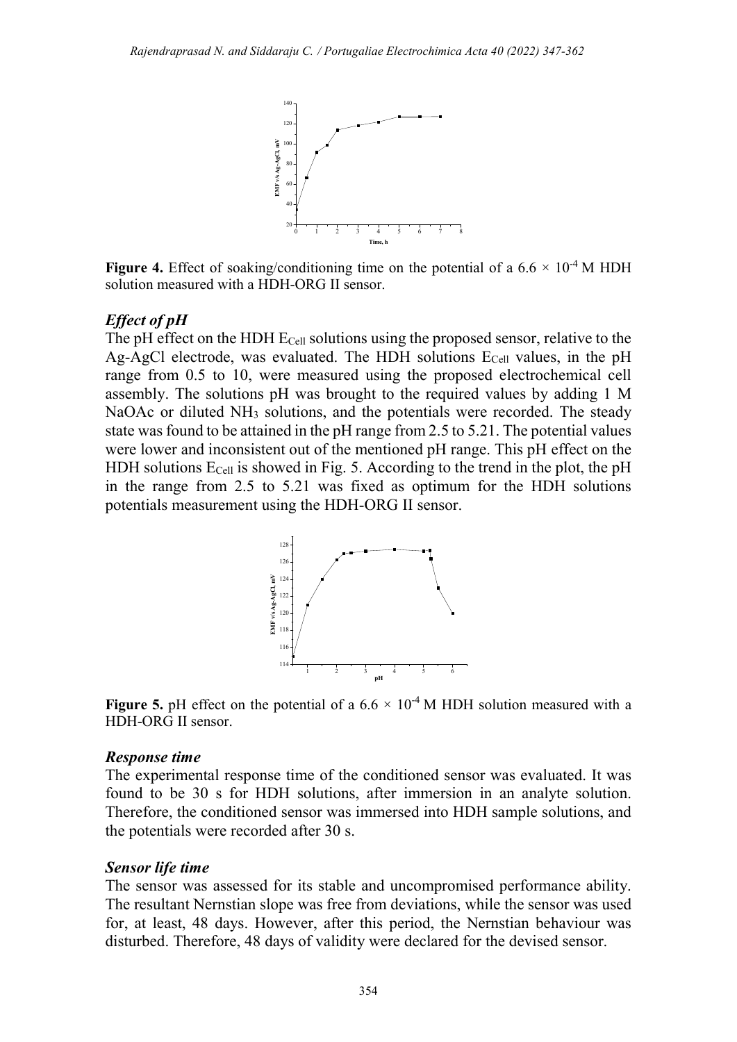**Figure 4.** Effect of soaking/conditioning time on the potential of a $6.6 \times 10^{-4}$ M HDH solution measured with a HDH-ORG II sensor.

### *Effect of pH*

The pH effect on the HDH $E_{Cell}$ solutions using the proposed sensor, relative to the Ag-AgCl electrode, was evaluated. The HDH solutions $E_{Cell}$ values, in the pH range from 0.5 to 10, were measured using the proposed electrochemical cell assembly. The solutions pH was brought to the required values by adding 1 M NaOAc or diluted $NH_3$ solutions, and the potentials were recorded. The steady state was found to be attained in the pH range from 2.5 to 5.21. The potential values were lower and inconsistent out of the mentioned pH range. This pH effect on the HDH solutions $E_{Cell}$ is showed in Fig. 5. According to the trend in the plot, the pH in the range from 2.5 to 5.21 was fixed as optimum for the HDH solutions potentials measurement using the HDH-ORG II sensor.

**Figure 5.** pH effect on the potential of a $6.6 \times 10^{-4}$ M HDH solution measured with a HDH-ORG II sensor.

### *Response time*

The experimental response time of the conditioned sensor was evaluated. It was found to be 30 s for HDH solutions, after immersion in an analyte solution. Therefore, the conditioned sensor was immersed into HDH sample solutions, and the potentials were recorded after 30 s.

### *Sensor life time*

The sensor was assessed for its stable and uncompromised performance ability. The resultant Nernstian slope was free from deviations, while the sensor was used for, at least, 48 days. However, after this period, the Nernstian behaviour was disturbed. Therefore, 48 days of validity were declared for the devised sensor.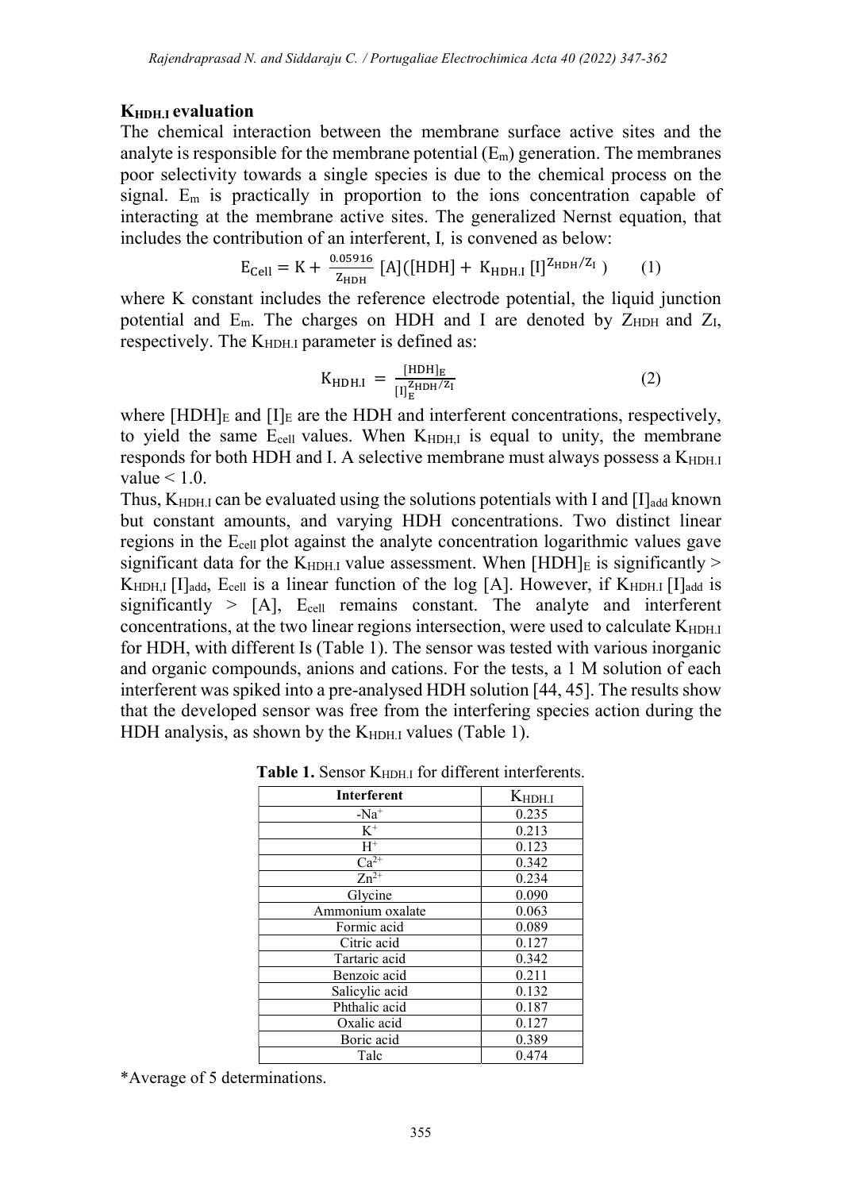### $K_{HDH.I}$ evaluation

The chemical interaction between the membrane surface active sites and the analyte is responsible for the membrane potential ($E_m$) generation. The membranes poor selectivity towards a single species is due to the chemical process on the signal. $E_m$ is practically in proportion to the ions concentration capable of interacting at the membrane active sites. The generalized Nernst equation, that includes the contribution of an interferent, I, is convened as below:

$$E_{Cell} = K + \frac{0.05916}{Z_{HDH}} [A]([HDH] + K_{HDH.I} [I]^{Z_{HDH}/Z_I}) \qquad (1)$$

where K constant includes the reference electrode potential, the liquid junction potential and $E_m$. The charges on HDH and I are denoted by $Z_{HDH}$ and $Z_I$, respectively. The $K_{HDH.I}$ parameter is defined as:

$$K_{HDH.I} = \frac{[HDH]_E}{[I]_E^{Z_{HDH}/Z_I}} \qquad (2)$$

where $[HDH]_E$ and $[I]_E$ are the HDH and interferent concentrations, respectively, to yield the same $E_{cell}$ values. When $K_{HDH,I}$ is equal to unity, the membrane responds for both HDH and I. A selective membrane must always possess a $K_{HDH.I}$ value < 1.0.

Thus, $K_{HDH.I}$ can be evaluated using the solutions potentials with I and $[I]_{add}$ known but constant amounts, and varying HDH concentrations. Two distinct linear regions in the $E_{cell}$ plot against the analyte concentration logarithmic values gave significant data for the $K_{HDH.I}$ value assessment. When $[HDH]_E$ is significantly > $K_{HDH,I}$ $[I]_{add}$, $E_{cell}$ is a linear function of the log [A]. However, if $K_{HDH.I}$ $[I]_{add}$ is significantly > [A], $E_{cell}$ remains constant. The analyte and interferent concentrations, at the two linear regions intersection, were used to calculate $K_{HDH.I}$ for HDH, with different Is (Table 1). The sensor was tested with various inorganic and organic compounds, anions and cations. For the tests, a 1 M solution of each interferent was spiked into a pre-analysed HDH solution [44, 45]. The results show that the developed sensor was free from the interfering species action during the HDH analysis, as shown by the $K_{HDH.I}$ values (Table 1).

**Table 1.** Sensor $K_{HDH.I}$ for different interferents.

| Interferent | $K_{HDH.I}$ |
|---|---|
| -$Na^+$ | 0.235 |
| $K^+$ | 0.213 |
| $H^+$ | 0.123 |
| $Ca^{2+}$ | 0.342 |
| $Zn^{2+}$ | 0.234 |
| Glycine | 0.090 |
| Ammonium oxalate | 0.063 |
| Formic acid | 0.089 |
| Citric acid | 0.127 |
| Tartaric acid | 0.342 |
| Benzoic acid | 0.211 |
| Salicylic acid | 0.132 |
| Phthalic acid | 0.187 |
| Oxalic acid | 0.127 |
| Boric acid | 0.389 |
| Talc | 0.474 |

*Average of 5 determinations.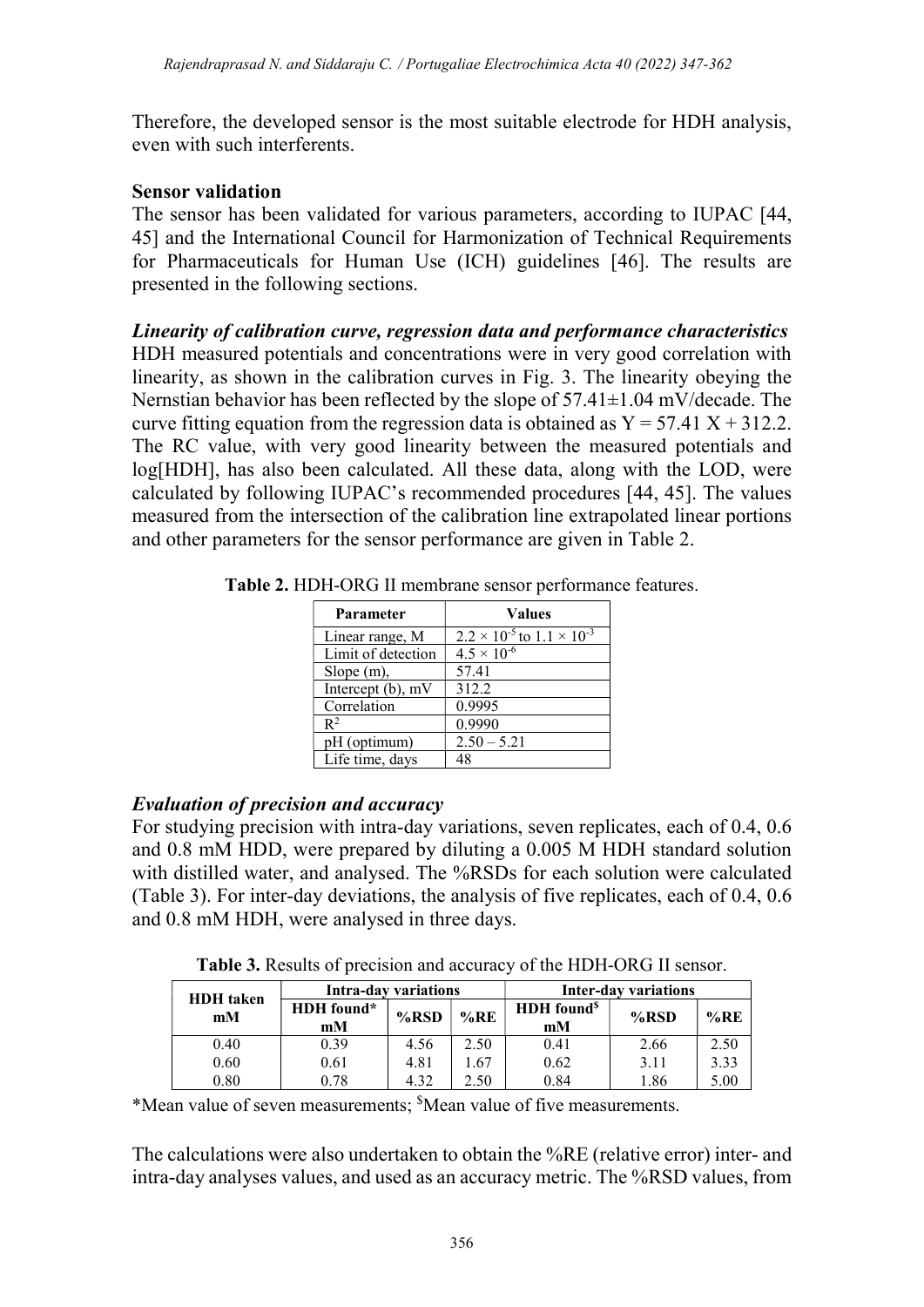Therefore, the developed sensor is the most suitable electrode for HDH analysis, even with such interferents.

**Sensor validation**

The sensor has been validated for various parameters, according to IUPAC [44, 45] and the International Council for Harmonization of Technical Requirements for Pharmaceuticals for Human Use (ICH) guidelines [46]. The results are presented in the following sections.

***Linearity of calibration curve, regression data and performance characteristics***

HDH measured potentials and concentrations were in very good correlation with linearity, as shown in the calibration curves in Fig. 3. The linearity obeying the Nernstian behavior has been reflected by the slope of 57.41±1.04 mV/decade. The curve fitting equation from the regression data is obtained as $Y = 57.41\ X + 312.2$. The RC value, with very good linearity between the measured potentials and log[HDH], has also been calculated. All these data, along with the LOD, were calculated by following IUPAC's recommended procedures [44, 45]. The values measured from the intersection of the calibration line extrapolated linear portions and other parameters for the sensor performance are given in Table 2.

**Table 2.** HDH-ORG II membrane sensor performance features.

| Parameter | Values |
|---|---|
| Linear range, M | $2.2 \times 10^{-5}$ to $1.1 \times 10^{-3}$ |
| Limit of detection | $4.5 \times 10^{-6}$ |
| Slope (m), | 57.41 |
| Intercept (b), mV | 312.2 |
| Correlation | 0.9995 |
| $R^2$ | 0.9990 |
| pH (optimum) | 2.50 – 5.21 |
| Life time, days | 48 |

***Evaluation of precision and accuracy***

For studying precision with intra-day variations, seven replicates, each of 0.4, 0.6 and 0.8 mM HDD, were prepared by diluting a 0.005 M HDH standard solution with distilled water, and analysed. The %RSDs for each solution were calculated (Table 3). For inter-day deviations, the analysis of five replicates, each of 0.4, 0.6 and 0.8 mM HDH, were analysed in three days.

**Table 3.** Results of precision and accuracy of the HDH-ORG II sensor.

| HDH taken mM | Intra-day variations | | | Inter-day variations | | |
|---|---|---|---|---|---|---|
| | HDH found* mM | %RSD | %RE | HDH found$ mM | %RSD | %RE |
| 0.40 | 0.39 | 4.56 | 2.50 | 0.41 | 2.66 | 2.50 |
| 0.60 | 0.61 | 4.81 | 1.67 | 0.62 | 3.11 | 3.33 |
| 0.80 | 0.78 | 4.32 | 2.50 | 0.84 | 1.86 | 5.00 |

*Mean value of seven measurements; $Mean value of five measurements.

The calculations were also undertaken to obtain the %RE (relative error) inter- and intra-day analyses values, and used as an accuracy metric. The %RSD values, from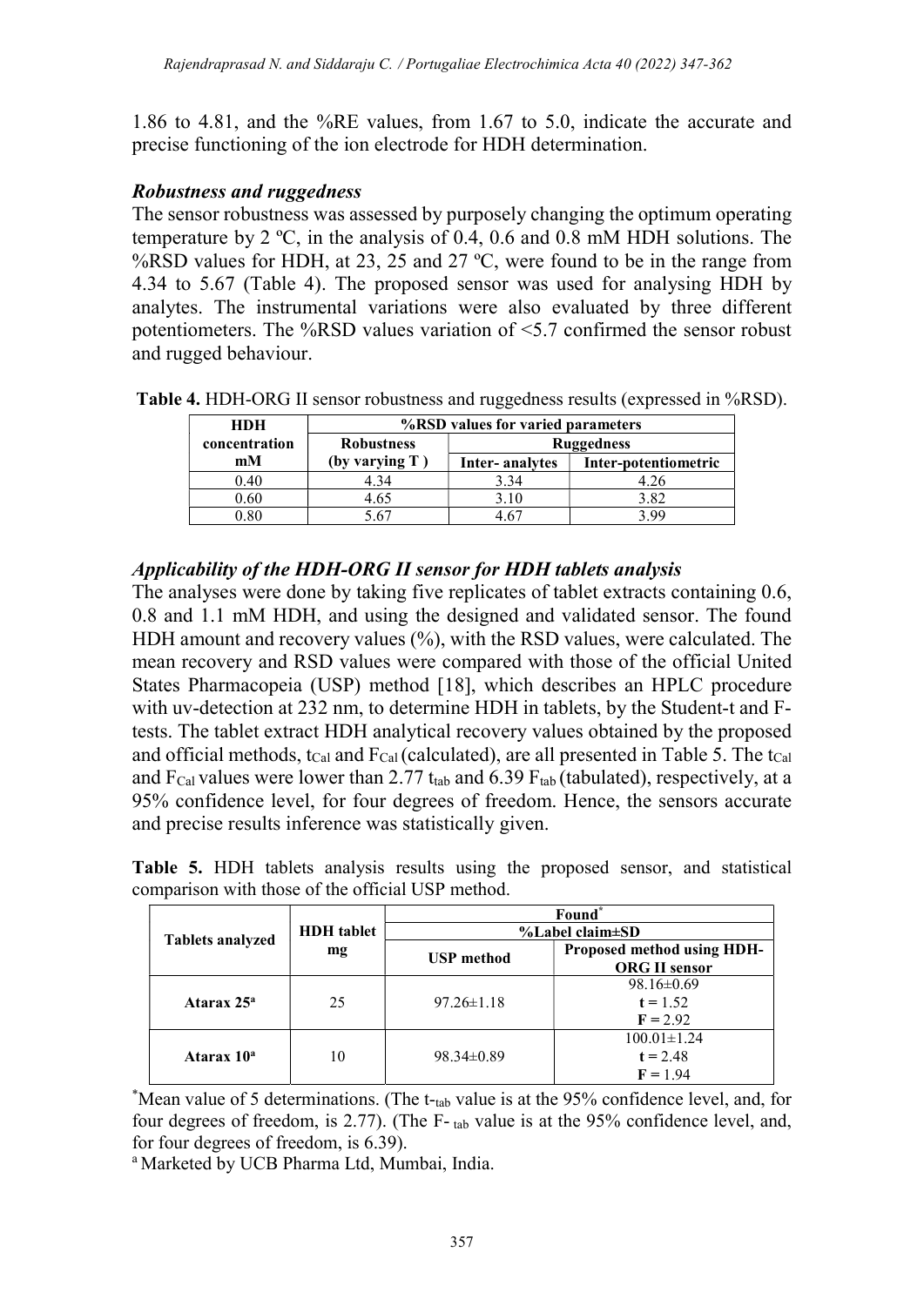1.86 to 4.81, and the %RE values, from 1.67 to 5.0, indicate the accurate and precise functioning of the ion electrode for HDH determination.

### *Robustness and ruggedness*

The sensor robustness was assessed by purposely changing the optimum operating temperature by 2 ºC, in the analysis of 0.4, 0.6 and 0.8 mM HDH solutions. The %RSD values for HDH, at 23, 25 and 27 ºC, were found to be in the range from 4.34 to 5.67 (Table 4). The proposed sensor was used for analysing HDH by analytes. The instrumental variations were also evaluated by three different potentiometers. The %RSD values variation of <5.7 confirmed the sensor robust and rugged behaviour.

**Table 4.** HDH-ORG II sensor robustness and ruggedness results (expressed in %RSD).

| HDH concentration mM | %RSD values for varied parameters | | |
|---|---|---|---|
| | Robustness (by varying T ) | Ruggedness | |
| | | Inter- analytes | Inter-potentiometric |
| 0.40 | 4.34 | 3.34 | 4.26 |
| 0.60 | 4.65 | 3.10 | 3.82 |
| 0.80 | 5.67 | 4.67 | 3.99 |

### *Applicability of the HDH-ORG II sensor for HDH tablets analysis*

The analyses were done by taking five replicates of tablet extracts containing 0.6, 0.8 and 1.1 mM HDH, and using the designed and validated sensor. The found HDH amount and recovery values (%), with the RSD values, were calculated. The mean recovery and RSD values were compared with those of the official United States Pharmacopeia (USP) method [18], which describes an HPLC procedure with uv-detection at 232 nm, to determine HDH in tablets, by the Student-t and F-tests. The tablet extract HDH analytical recovery values obtained by the proposed and official methods, $t_{Cal}$ and $F_{Cal}$ (calculated), are all presented in Table 5. The $t_{Cal}$ and $F_{Cal}$ values were lower than 2.77 $t_{tab}$ and 6.39 $F_{tab}$ (tabulated), respectively, at a 95% confidence level, for four degrees of freedom. Hence, the sensors accurate and precise results inference was statistically given.

**Table 5.** HDH tablets analysis results using the proposed sensor, and statistical comparison with those of the official USP method.

| Tablets analyzed | HDH tablet mg | Found* | |
|---|---|---|---|
| | | %Label claim±SD | |
| | | USP method | Proposed method using HDH-ORG II sensor |
| Atarax 25[a] | 25 | 97.26±1.18 | 98.16±0.69<br>**t** = 1.52<br>**F** = 2.92 |
| Atarax 10[a] | 10 | 98.34±0.89 | 100.01±1.24<br>**t** = 2.48<br>**F** = 1.94 |

*Mean value of 5 determinations. (The $t_{tab}$ value is at the 95% confidence level, and, for four degrees of freedom, is 2.77). (The $F_{tab}$ value is at the 95% confidence level, and, for four degrees of freedom, is 6.39).

[a] Marketed by UCB Pharma Ltd, Mumbai, India.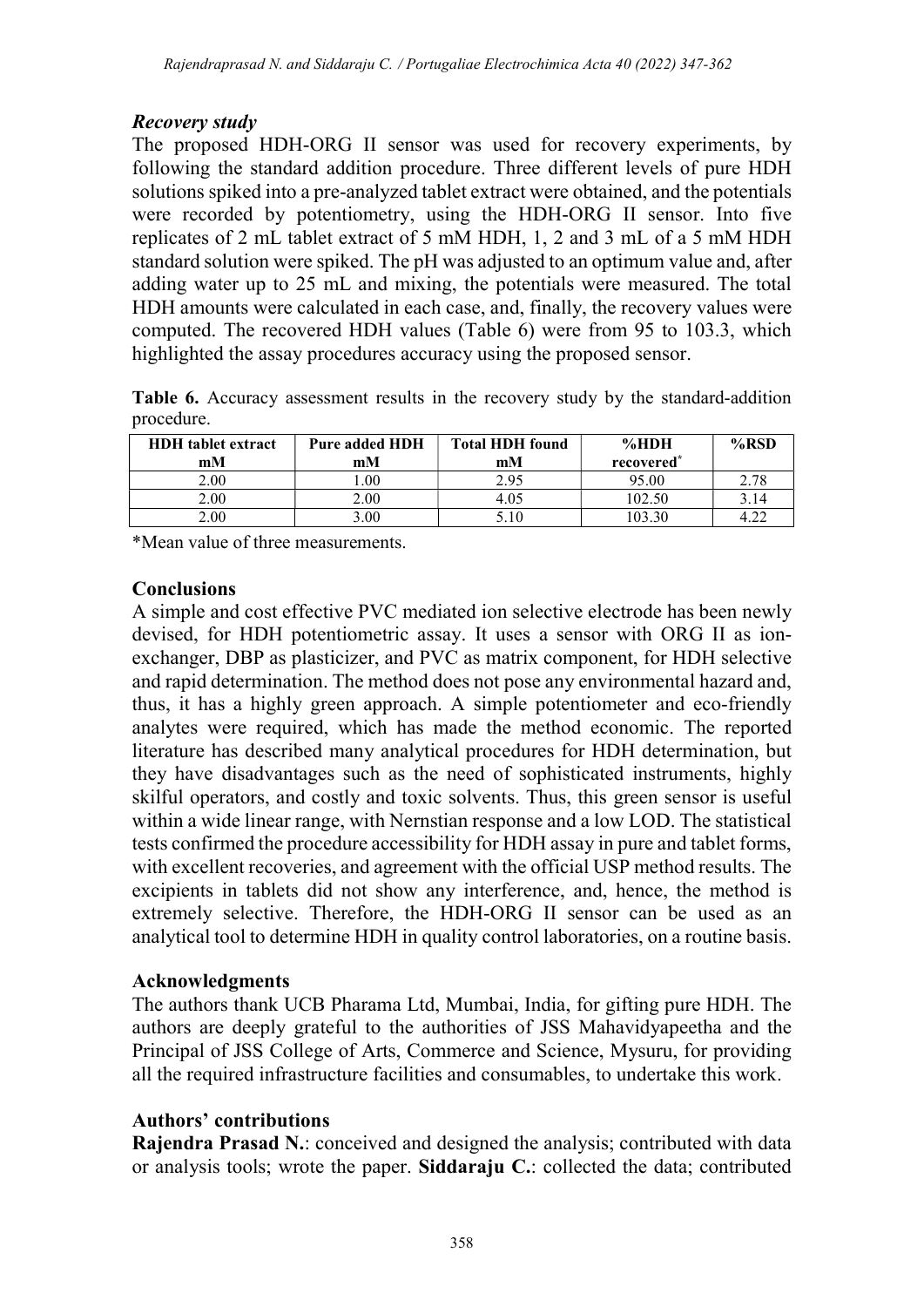### *Recovery study*

The proposed HDH-ORG II sensor was used for recovery experiments, by following the standard addition procedure. Three different levels of pure HDH solutions spiked into a pre-analyzed tablet extract were obtained, and the potentials were recorded by potentiometry, using the HDH-ORG II sensor. Into five replicates of 2 mL tablet extract of 5 mM HDH, 1, 2 and 3 mL of a 5 mM HDH standard solution were spiked. The pH was adjusted to an optimum value and, after adding water up to 25 mL and mixing, the potentials were measured. The total HDH amounts were calculated in each case, and, finally, the recovery values were computed. The recovered HDH values (Table 6) were from 95 to 103.3, which highlighted the assay procedures accuracy using the proposed sensor.

**Table 6.** Accuracy assessment results in the recovery study by the standard-addition procedure.

| HDH tablet extract mM | Pure added HDH mM | Total HDH found mM | %HDH recovered* | %RSD |
|---|---|---|---|---|
| 2.00 | 1.00 | 2.95 | 95.00 | 2.78 |
| 2.00 | 2.00 | 4.05 | 102.50 | 3.14 |
| 2.00 | 3.00 | 5.10 | 103.30 | 4.22 |

*Mean value of three measurements.

## Conclusions

A simple and cost effective PVC mediated ion selective electrode has been newly devised, for HDH potentiometric assay. It uses a sensor with ORG II as ion-exchanger, DBP as plasticizer, and PVC as matrix component, for HDH selective and rapid determination. The method does not pose any environmental hazard and, thus, it has a highly green approach. A simple potentiometer and eco-friendly analytes were required, which has made the method economic. The reported literature has described many analytical procedures for HDH determination, but they have disadvantages such as the need of sophisticated instruments, highly skilful operators, and costly and toxic solvents. Thus, this green sensor is useful within a wide linear range, with Nernstian response and a low LOD. The statistical tests confirmed the procedure accessibility for HDH assay in pure and tablet forms, with excellent recoveries, and agreement with the official USP method results. The excipients in tablets did not show any interference, and, hence, the method is extremely selective. Therefore, the HDH-ORG II sensor can be used as an analytical tool to determine HDH in quality control laboratories, on a routine basis.

## Acknowledgments

The authors thank UCB Pharama Ltd, Mumbai, India, for gifting pure HDH. The authors are deeply grateful to the authorities of JSS Mahavidyapeetha and the Principal of JSS College of Arts, Commerce and Science, Mysuru, for providing all the required infrastructure facilities and consumables, to undertake this work.

## Authors' contributions

**Rajendra Prasad N.**: conceived and designed the analysis; contributed with data or analysis tools; wrote the paper. **Siddaraju C.**: collected the data; contributed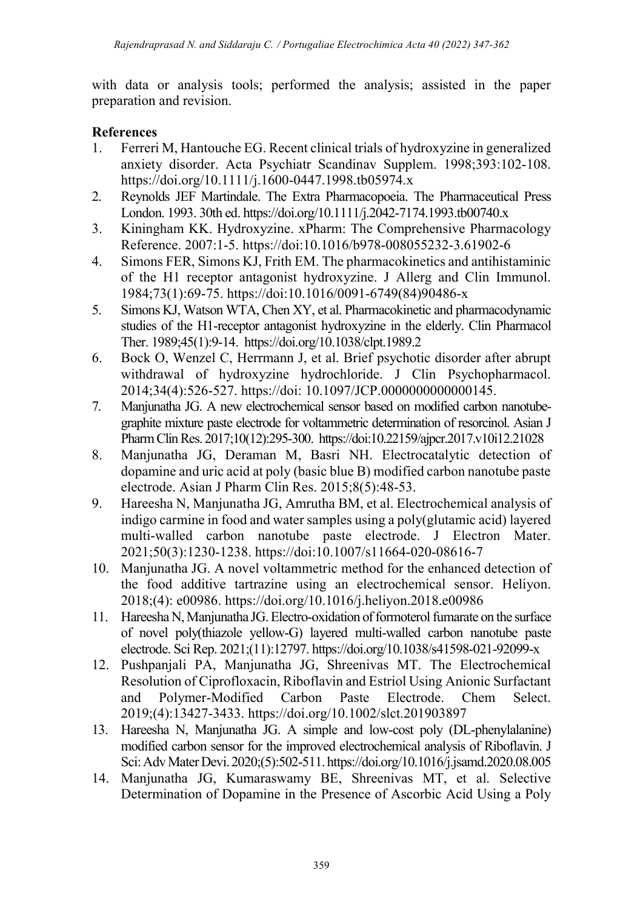with data or analysis tools; performed the analysis; assisted in the paper preparation and revision.

## References

1. Ferreri M, Hantouche EG. Recent clinical trials of hydroxyzine in generalized anxiety disorder. Acta Psychiatr Scandinav Supplem. 1998;393:102-108. https://doi.org/10.1111/j.1600-0447.1998.tb05974.x
2. Reynolds JEF Martindale. The Extra Pharmacopoeia. The Pharmaceutical Press London. 1993. 30th ed. https://doi.org/10.1111/j.2042-7174.1993.tb00740.x
3. Kiningham KK. Hydroxyzine. xPharm: The Comprehensive Pharmacology Reference. 2007:1-5. https://doi:10.1016/b978-008055232-3.61902-6
4. Simons FER, Simons KJ, Frith EM. The pharmacokinetics and antihistaminic of the H1 receptor antagonist hydroxyzine. J Allerg and Clin Immunol. 1984;73(1):69-75. https://doi:10.1016/0091-6749(84)90486-x
5. Simons KJ, Watson WTA, Chen XY, et al. Pharmacokinetic and pharmacodynamic studies of the H1-receptor antagonist hydroxyzine in the elderly. Clin Pharmacol Ther. 1989;45(1):9-14. https://doi.org/10.1038/clpt.1989.2
6. Bock O, Wenzel C, Herrmann J, et al. Brief psychotic disorder after abrupt withdrawal of hydroxyzine hydrochloride. J Clin Psychopharmacol. 2014;34(4):526-527. https://doi: 10.1097/JCP.0000000000000145.
7. Manjunatha JG. A new electrochemical sensor based on modified carbon nanotube-graphite mixture paste electrode for voltammetric determination of resorcinol. Asian J Pharm Clin Res. 2017;10(12):295-300. https://doi:10.22159/ajpcr.2017.v10i12.21028
8. Manjunatha JG, Deraman M, Basri NH. Electrocatalytic detection of dopamine and uric acid at poly (basic blue B) modified carbon nanotube paste electrode. Asian J Pharm Clin Res. 2015;8(5):48-53.
9. Hareesha N, Manjunatha JG, Amrutha BM, et al. Electrochemical analysis of indigo carmine in food and water samples using a poly(glutamic acid) layered multi-walled carbon nanotube paste electrode. J Electron Mater. 2021;50(3):1230-1238. https://doi:10.1007/s11664-020-08616-7
10. Manjunatha JG. A novel voltammetric method for the enhanced detection of the food additive tartrazine using an electrochemical sensor. Heliyon. 2018;(4): e00986. https://doi.org/10.1016/j.heliyon.2018.e00986
11. Hareesha N, Manjunatha JG. Electro-oxidation of formoterol fumarate on the surface of novel poly(thiazole yellow-G) layered multi-walled carbon nanotube paste electrode. Sci Rep. 2021;(11):12797. https://doi.org/10.1038/s41598-021-92099-x
12. Pushpanjali PA, Manjunatha JG, Shreenivas MT. The Electrochemical Resolution of Ciprofloxacin, Riboflavin and Estriol Using Anionic Surfactant and Polymer-Modified Carbon Paste Electrode. Chem Select. 2019;(4):13427-3433. https://doi.org/10.1002/slct.201903897
13. Hareesha N, Manjunatha JG. A simple and low-cost poly (DL-phenylalanine) modified carbon sensor for the improved electrochemical analysis of Riboflavin. J Sci: Adv Mater Devi. 2020;(5):502-511. https://doi.org/10.1016/j.jsamd.2020.08.005
14. Manjunatha JG, Kumaraswamy BE, Shreenivas MT, et al. Selective Determination of Dopamine in the Presence of Ascorbic Acid Using a Poly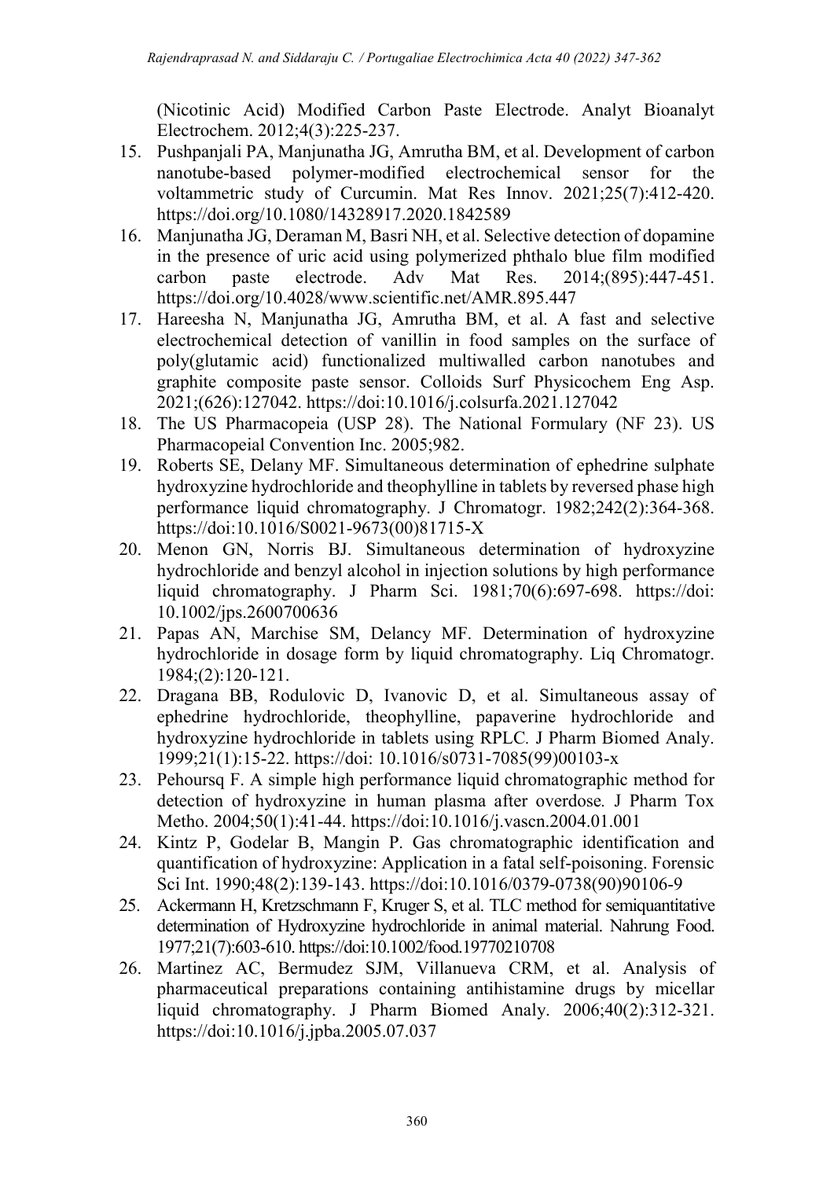(Nicotinic Acid) Modified Carbon Paste Electrode. Analyt Bioanalyt Electrochem. 2012;4(3):225-237.

15. Pushpanjali PA, Manjunatha JG, Amrutha BM, et al. Development of carbon nanotube-based polymer-modified electrochemical sensor for the voltammetric study of Curcumin. Mat Res Innov. 2021;25(7):412-420. https://doi.org/10.1080/14328917.2020.1842589
16. Manjunatha JG, Deraman M, Basri NH, et al. Selective detection of dopamine in the presence of uric acid using polymerized phthalo blue film modified carbon paste electrode. Adv Mat Res. 2014;(895):447-451. https://doi.org/10.4028/www.scientific.net/AMR.895.447
17. Hareesha N, Manjunatha JG, Amrutha BM, et al. A fast and selective electrochemical detection of vanillin in food samples on the surface of poly(glutamic acid) functionalized multiwalled carbon nanotubes and graphite composite paste sensor. Colloids Surf Physicochem Eng Asp. 2021;(626):127042. https://doi:10.1016/j.colsurfa.2021.127042
18. The US Pharmacopeia (USP 28). The National Formulary (NF 23). US Pharmacopeial Convention Inc. 2005;982.
19. Roberts SE, Delany MF. Simultaneous determination of ephedrine sulphate hydroxyzine hydrochloride and theophylline in tablets by reversed phase high performance liquid chromatography. J Chromatogr. 1982;242(2):364-368. https://doi:10.1016/S0021-9673(00)81715-X
20. Menon GN, Norris BJ. Simultaneous determination of hydroxyzine hydrochloride and benzyl alcohol in injection solutions by high performance liquid chromatography. J Pharm Sci. 1981;70(6):697-698. https://doi: 10.1002/jps.2600700636
21. Papas AN, Marchise SM, Delancy MF. Determination of hydroxyzine hydrochloride in dosage form by liquid chromatography. Liq Chromatogr. 1984;(2):120-121.
22. Dragana BB, Rodulovic D, Ivanovic D, et al. Simultaneous assay of ephedrine hydrochloride, theophylline, papaverine hydrochloride and hydroxyzine hydrochloride in tablets using RPLC. J Pharm Biomed Analy. 1999;21(1):15-22. https://doi: 10.1016/s0731-7085(99)00103-x
23. Pehoursq F. A simple high performance liquid chromatographic method for detection of hydroxyzine in human plasma after overdose. J Pharm Tox Metho. 2004;50(1):41-44. https://doi:10.1016/j.vascn.2004.01.001
24. Kintz P, Godelar B, Mangin P. Gas chromatographic identification and quantification of hydroxyzine: Application in a fatal self-poisoning. Forensic Sci Int. 1990;48(2):139-143. https://doi:10.1016/0379-0738(90)90106-9
25. Ackermann H, Kretzschmann F, Kruger S, et al. TLC method for semiquantitative determination of Hydroxyzine hydrochloride in animal material. Nahrung Food. 1977;21(7):603-610. https://doi:10.1002/food.19770210708
26. Martinez AC, Bermudez SJM, Villanueva CRM, et al. Analysis of pharmaceutical preparations containing antihistamine drugs by micellar liquid chromatography. J Pharm Biomed Analy. 2006;40(2):312-321. https://doi:10.1016/j.jpba.2005.07.037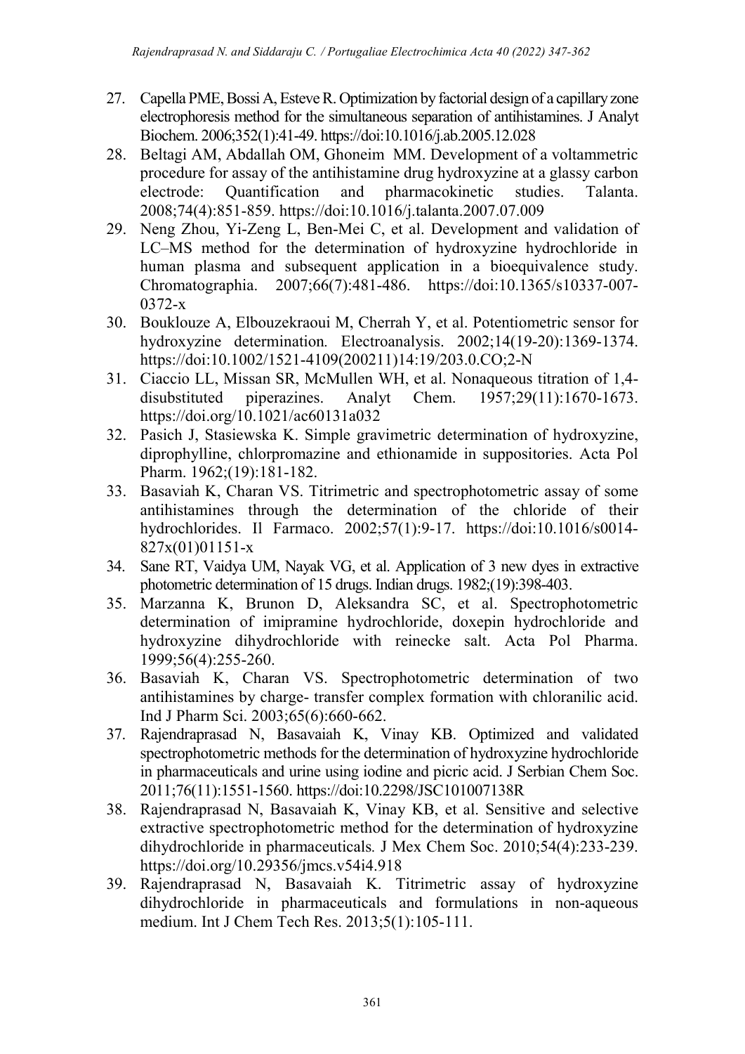27. Capella PME, Bossi A, Esteve R. Optimization by factorial design of a capillary zone electrophoresis method for the simultaneous separation of antihistamines. J Analyt Biochem. 2006;352(1):41-49. https://doi:10.1016/j.ab.2005.12.028
28. Beltagi AM, Abdallah OM, Ghoneim MM. Development of a voltammetric procedure for assay of the antihistamine drug hydroxyzine at a glassy carbon electrode: Quantification and pharmacokinetic studies. Talanta. 2008;74(4):851-859. https://doi:10.1016/j.talanta.2007.07.009
29. Neng Zhou, Yi-Zeng L, Ben-Mei C, et al. Development and validation of LC–MS method for the determination of hydroxyzine hydrochloride in human plasma and subsequent application in a bioequivalence study. Chromatographia. 2007;66(7):481-486. https://doi:10.1365/s10337-007-0372-x
30. Bouklouze A, Elbouzekraoui M, Cherrah Y, et al. Potentiometric sensor for hydroxyzine determination. Electroanalysis. 2002;14(19-20):1369-1374. https://doi:10.1002/1521-4109(200211)14:19/203.0.CO;2-N
31. Ciaccio LL, Missan SR, McMullen WH, et al. Nonaqueous titration of 1,4-disubstituted piperazines. Analyt Chem. 1957;29(11):1670-1673. https://doi.org/10.1021/ac60131a032
32. Pasich J, Stasiewska K. Simple gravimetric determination of hydroxyzine, diprophylline, chlorpromazine and ethionamide in suppositories. Acta Pol Pharm. 1962;(19):181-182.
33. Basaviah K, Charan VS. Titrimetric and spectrophotometric assay of some antihistamines through the determination of the chloride of their hydrochlorides. Il Farmaco. 2002;57(1):9-17. https://doi:10.1016/s0014-827x(01)01151-x
34. Sane RT, Vaidya UM, Nayak VG, et al. Application of 3 new dyes in extractive photometric determination of 15 drugs. Indian drugs. 1982;(19):398-403.
35. Marzanna K, Brunon D, Aleksandra SC, et al. Spectrophotometric determination of imipramine hydrochloride, doxepin hydrochloride and hydroxyzine dihydrochloride with reinecke salt. Acta Pol Pharma. 1999;56(4):255-260.
36. Basaviah K, Charan VS. Spectrophotometric determination of two antihistamines by charge- transfer complex formation with chloranilic acid. Ind J Pharm Sci. 2003;65(6):660-662.
37. Rajendraprasad N, Basavaiah K, Vinay KB. Optimized and validated spectrophotometric methods for the determination of hydroxyzine hydrochloride in pharmaceuticals and urine using iodine and picric acid. J Serbian Chem Soc. 2011;76(11):1551-1560. https://doi:10.2298/JSC101007138R
38. Rajendraprasad N, Basavaiah K, Vinay KB, et al. Sensitive and selective extractive spectrophotometric method for the determination of hydroxyzine dihydrochloride in pharmaceuticals. J Mex Chem Soc. 2010;54(4):233-239. https://doi.org/10.29356/jmcs.v54i4.918
39. Rajendraprasad N, Basavaiah K. Titrimetric assay of hydroxyzine dihydrochloride in pharmaceuticals and formulations in non-aqueous medium. Int J Chem Tech Res. 2013;5(1):105-111.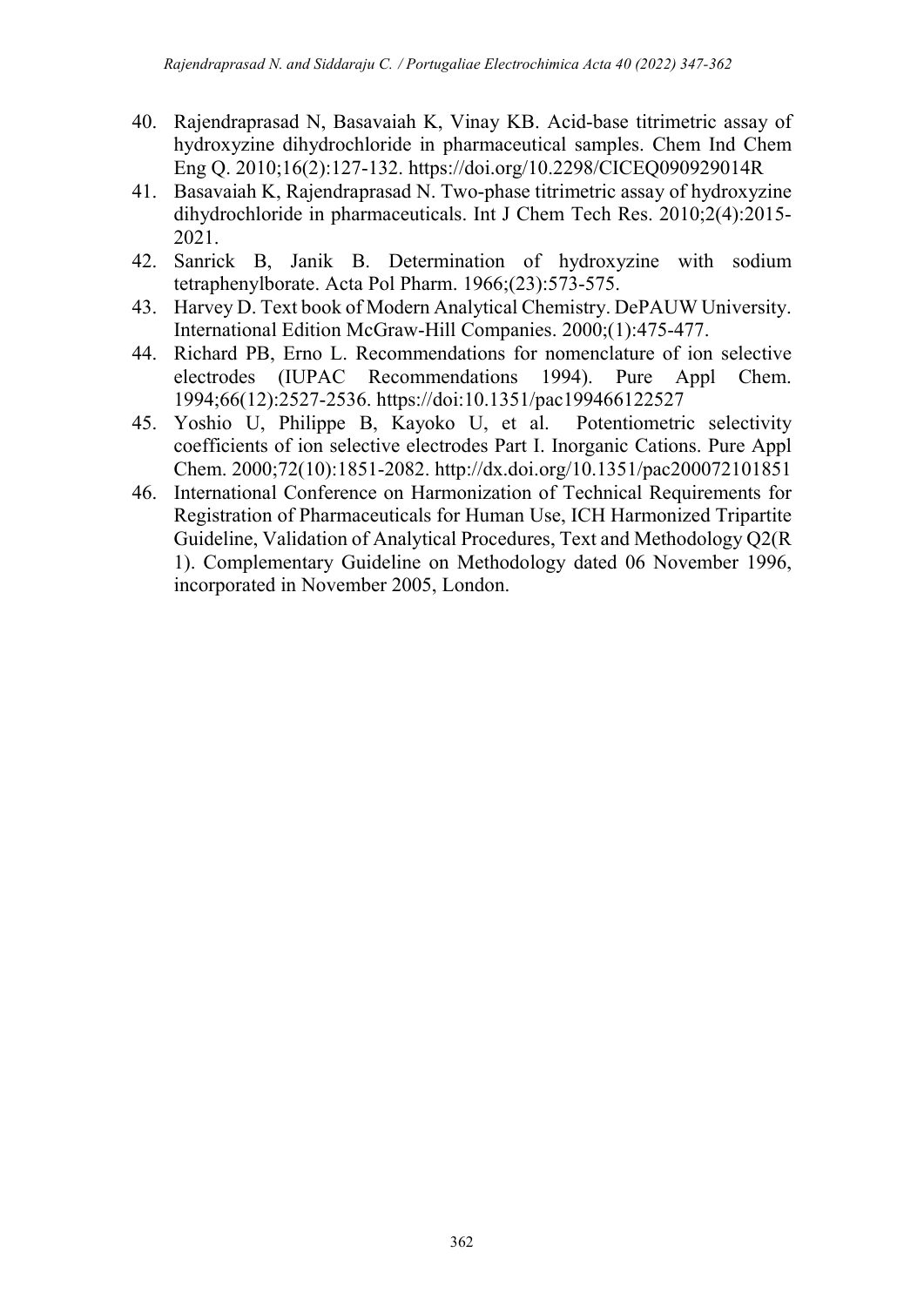40. Rajendraprasad N, Basavaiah K, Vinay KB. Acid-base titrimetric assay of hydroxyzine dihydrochloride in pharmaceutical samples. Chem Ind Chem Eng Q. 2010;16(2):127-132. https://doi.org/10.2298/CICEQ090929014R
41. Basavaiah K, Rajendraprasad N. Two-phase titrimetric assay of hydroxyzine dihydrochloride in pharmaceuticals. Int J Chem Tech Res. 2010;2(4):2015-2021.
42. Sanrick B, Janik B. Determination of hydroxyzine with sodium tetraphenylborate. Acta Pol Pharm. 1966;(23):573-575.
43. Harvey D. Text book of Modern Analytical Chemistry. DePAUW University. International Edition McGraw-Hill Companies. 2000;(1):475-477.
44. Richard PB, Erno L. Recommendations for nomenclature of ion selective electrodes (IUPAC Recommendations 1994). Pure Appl Chem. 1994;66(12):2527-2536. https://doi:10.1351/pac199466122527
45. Yoshio U, Philippe B, Kayoko U, et al. Potentiometric selectivity coefficients of ion selective electrodes Part I. Inorganic Cations. Pure Appl Chem. 2000;72(10):1851-2082. http://dx.doi.org/10.1351/pac200072101851
46. International Conference on Harmonization of Technical Requirements for Registration of Pharmaceuticals for Human Use, ICH Harmonized Tripartite Guideline, Validation of Analytical Procedures, Text and Methodology Q2(R 1). Complementary Guideline on Methodology dated 06 November 1996, incorporated in November 2005, London.